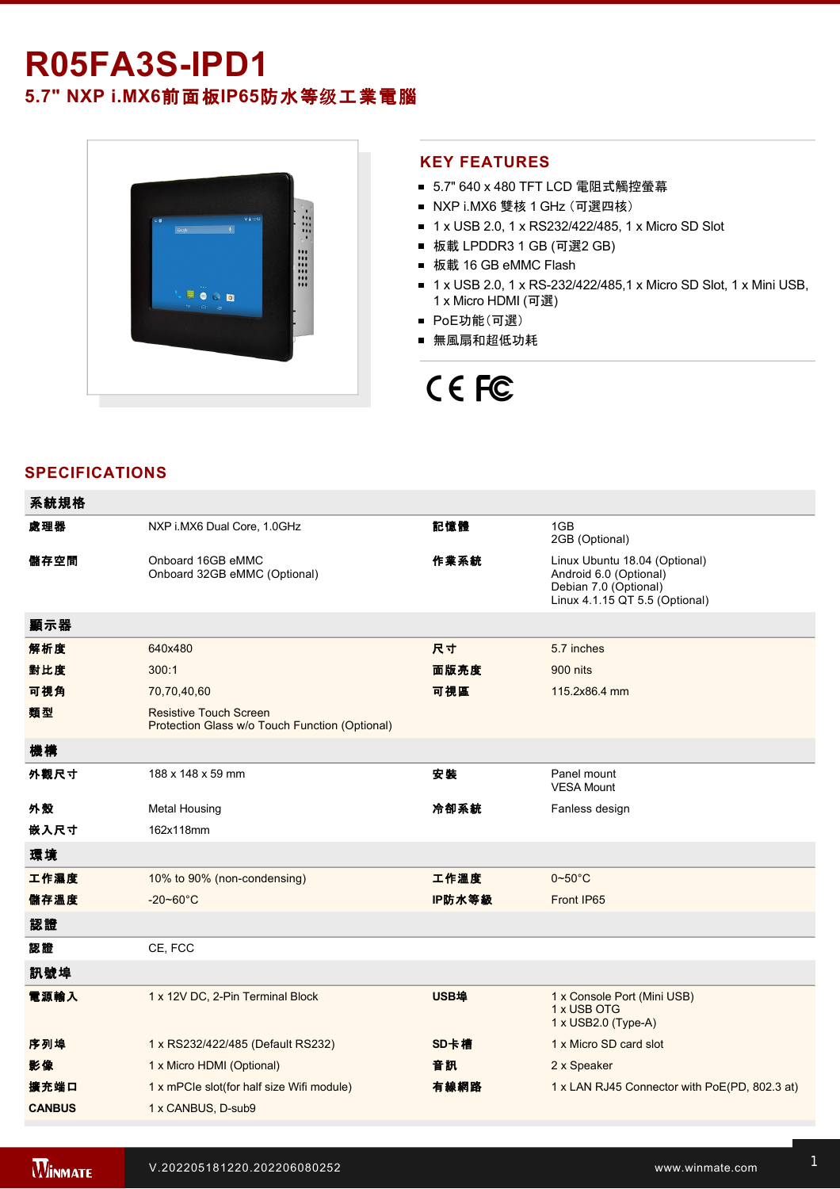# R05FA3S-IPD1

## 5.7" NXP i.MX6前面板IP65防水等级工業電腦

## KEY FEATURES

- 5.7" 640 x 480 TFT LCD 電阻式觸控螢幕
- NXP i.MX6 雙核 1 GHz（可選四核）
- 1 x USB 2.0, 1 x RS232/422/485, 1 x Micro SD Slot
- 板載 LPDDR3 1 GB (可選2 GB)
- 板載 16 GB eMMC Flash
- 1 x USB 2.0, 1 x RS-232/422/485,1 x Micro SD Slot, 1 x Mini USB, 1 x Micro HDMI (可選)
- PoE功能（可選）
- 無風扇和超低功耗

CE FC

## SPECIFICATIONS

| 系統規格 | | | |
|---|---|---|---|
| **處理器** | NXP i.MX6 Dual Core, 1.0GHz | **記憶體** | 1GB<br>2GB (Optional) |
| **儲存空間** | Onboard 16GB eMMC<br>Onboard 32GB eMMC (Optional) | **作業系統** | Linux Ubuntu 18.04 (Optional)<br>Android 6.0 (Optional)<br>Debian 7.0 (Optional)<br>Linux 4.1.15 QT 5.5 (Optional) |
| **顯示器** | | | |
| **解析度** | 640x480 | **尺寸** | 5.7 inches |
| **對比度** | 300:1 | **面版亮度** | 900 nits |
| **可視角** | 70,70,40,60 | **可視區** | 115.2x86.4 mm |
| **類型** | Resistive Touch Screen<br>Protection Glass w/o Touch Function (Optional) | | |
| **機構** | | | |
| **外觀尺寸** | 188 x 148 x 59 mm | **安裝** | Panel mount<br>VESA Mount |
| **外殼** | Metal Housing | **冷卻系統** | Fanless design |
| **嵌入尺寸** | 162x118mm | | |
| **環境** | | | |
| **工作濕度** | 10% to 90% (non-condensing) | **工作溫度** | 0~50°C |
| **儲存溫度** | -20~60°C | **IP防水等級** | Front IP65 |
| **認證** | | | |
| **認證** | CE, FCC | | |
| **訊號埠** | | | |
| **電源輸入** | 1 x 12V DC, 2-Pin Terminal Block | **USB埠** | 1 x Console Port (Mini USB)<br>1 x USB OTG<br>1 x USB2.0 (Type-A) |
| **序列埠** | 1 x RS232/422/485 (Default RS232) | **SD卡槽** | 1 x Micro SD card slot |
| **影像** | 1 x Micro HDMI (Optional) | **音訊** | 2 x Speaker |
| **擴充端口** | 1 x mPCIe slot(for half size Wifi module) | **有線網路** | 1 x LAN RJ45 Connector with PoE(PD, 802.3 at) |
| **CANBUS** | 1 x CANBUS, D-sub9 | | |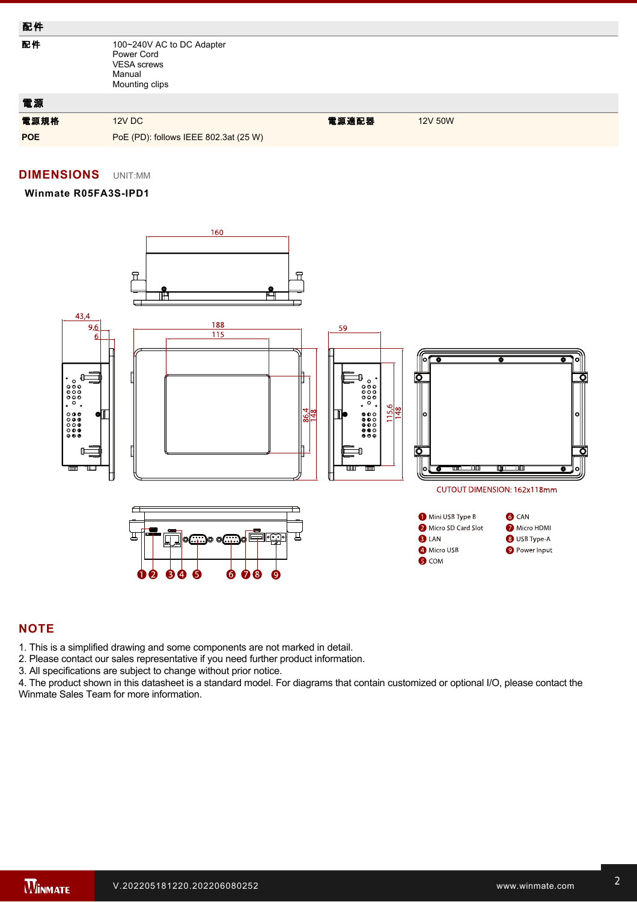## 配件

| | |
|---|---|
| 配件 | 100~240V AC to DC Adapter<br>Power Cord<br>VESA screws<br>Manual<br>Mounting clips |

## 電源

| | | | |
|---|---|---|---|
| 電源規格 | 12V DC | 電源適配器 | 12V 50W |
| POE | PoE (PD): follows IEEE 802.3at (25 W) | | |

## DIMENSIONS UNIT:MM

**Winmate R05FA3S-IPD1**

160
43,4
9,6
6
188
115
59
86,4
148
115,6
148
CUTOUT DIMENSION: 162x118mm

1 Mini USB Type B
2 Micro SD Card Slot
3 LAN
4 Micro USB
5 COM
6 CAN
7 Micro HDMI
8 USB Type-A
9 Power Input

## NOTE

1. This is a simplified drawing and some components are not marked in detail.
2. Please contact our sales representative if you need further product information.
3. All specifications are subject to change without prior notice.
4. The product shown in this datasheet is a standard model. For diagrams that contain customized or optional I/O, please contact the Winmate Sales Team for more information.